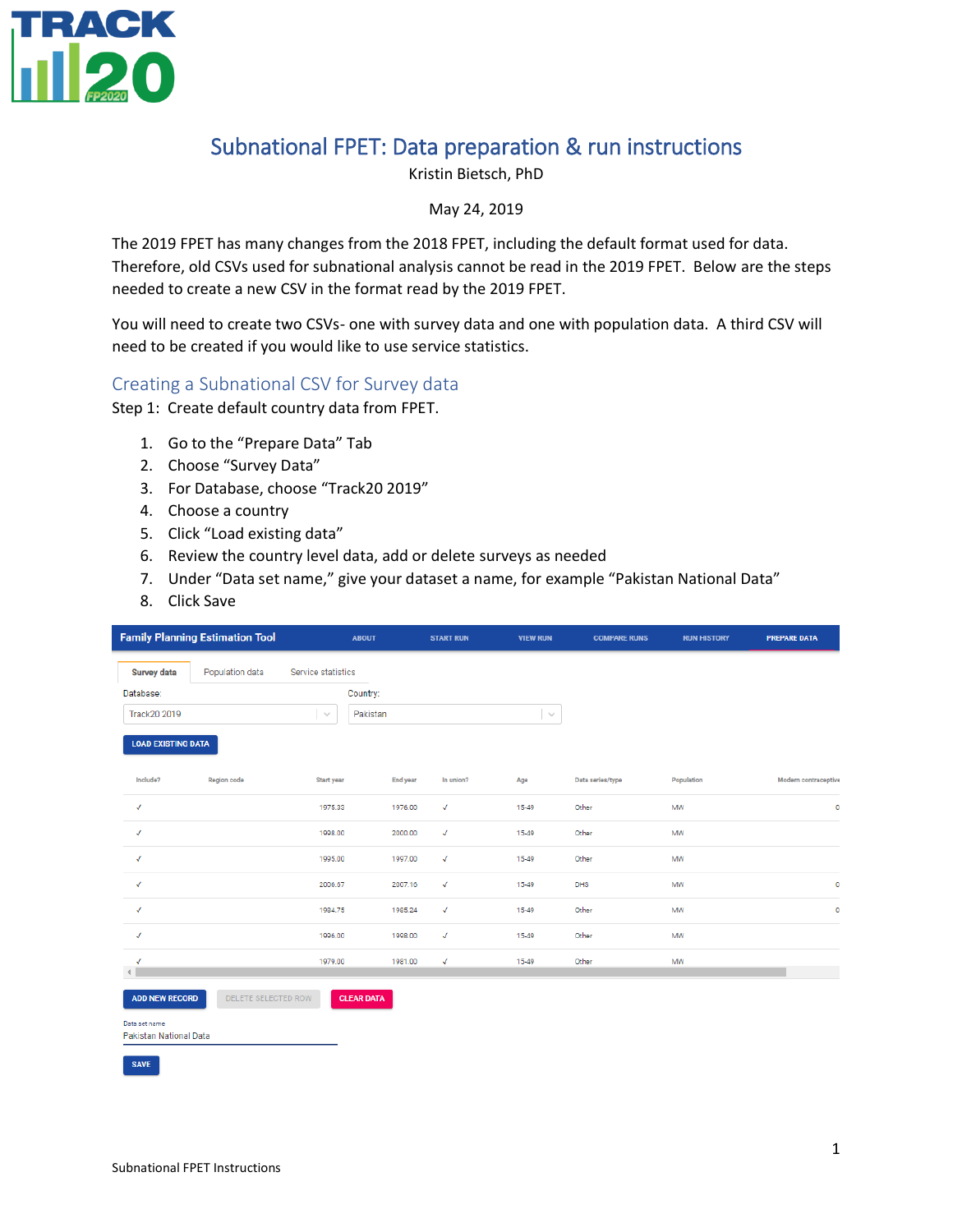# Subnational FPET: Data preparation & run instructions

Kristin Bietsch, PhD

May 24, 2019

The 2019 FPET has many changes from the 2018 FPET, including the default format used for data. Therefore, old CSVs used for subnational analysis cannot be read in the 2019 FPET. Below are the steps needed to create a new CSV in the format read by the 2019 FPET.

You will need to create two CSVs- one with survey data and one with population data. A third CSV will need to be created if you would like to use service statistics.

## Creating a Subnational CSV for Survey data

Step 1: Create default country data from FPET.

1. Go to the "Prepare Data" Tab
2. Choose "Survey Data"
3. For Database, choose "Track20 2019"
4. Choose a country
5. Click "Load existing data"
6. Review the country level data, add or delete surveys as needed
7. Under "Data set name," give your dataset a name, for example "Pakistan National Data"
8. Click Save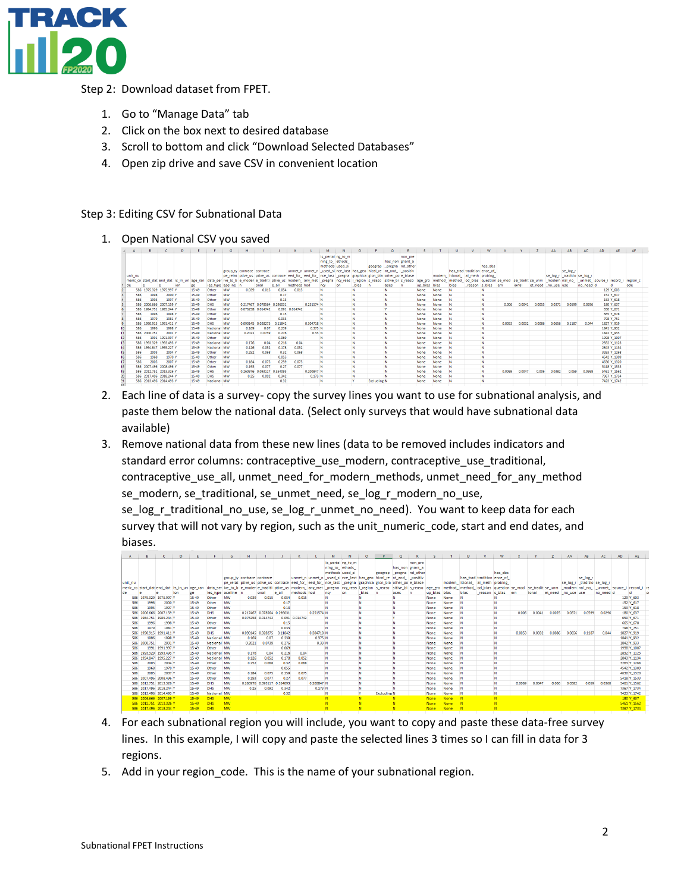Step 2: Download dataset from FPET.

1. Go to "Manage Data" tab
2. Click on the box next to desired database
3. Scroll to bottom and click "Download Selected Databases"
4. Open zip drive and save CSV in convenient location

Step 3: Editing CSV for Subnational Data

1. Open National CSV you saved

2. Each line of data is a survey- copy the survey lines you want to use for subnational analysis, and paste them below the national data. (Select only surveys that would have subnational data available)
3. Remove national data from these new lines (data to be removed includes indicators and standard error columns: contraceptive_use_modern, contraceptive_use_traditional, contraceptive_use_all, unmet_need_for_modern_methods, unmet_need_for_any_method se_modern, se_traditional, se_unmet_need, se_log_r_modern_no_use, se_log_r_traditional_no_use, se_log_r_unmet_no_need). You want to keep data for each survey that will not vary by region, such as the unit_numeric_code, start and end dates, and biases.

4. For each subnational region you will include, you want to copy and paste these data-free survey lines. In this example, I will copy and paste the selected lines 3 times so I can fill in data for 3 regions.
5. Add in your region_code. This is the name of your subnational region.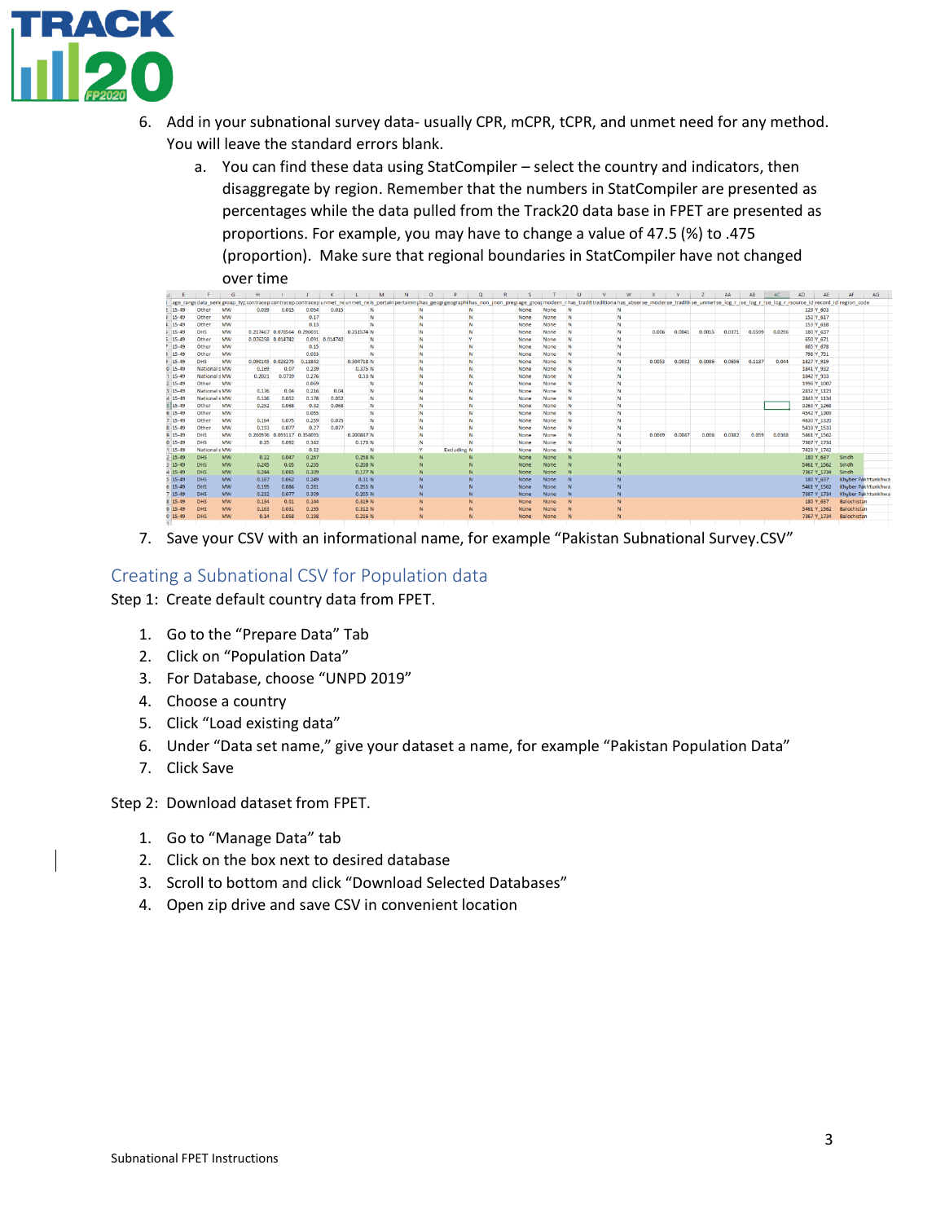6. Add in your subnational survey data- usually CPR, mCPR, tCPR, and unmet need for any method. You will leave the standard errors blank.
    a. You can find these data using StatCompiler – select the country and indicators, then disaggregate by region. Remember that the numbers in StatCompiler are presented as percentages while the data pulled from the Track20 data base in FPET are presented as proportions. For example, you may have to change a value of 47.5 (%) to .475 (proportion). Make sure that regional boundaries in StatCompiler have not changed over time

7. Save your CSV with an informational name, for example "Pakistan Subnational Survey.CSV"

## Creating a Subnational CSV for Population data

Step 1: Create default country data from FPET.

1. Go to the "Prepare Data" Tab
2. Click on "Population Data"
3. For Database, choose "UNPD 2019"
4. Choose a country
5. Click "Load existing data"
6. Under "Data set name," give your dataset a name, for example "Pakistan Population Data"
7. Click Save

Step 2: Download dataset from FPET.

1. Go to "Manage Data" tab
2. Click on the box next to desired database
3. Scroll to bottom and click "Download Selected Databases"
4. Open zip drive and save CSV in convenient location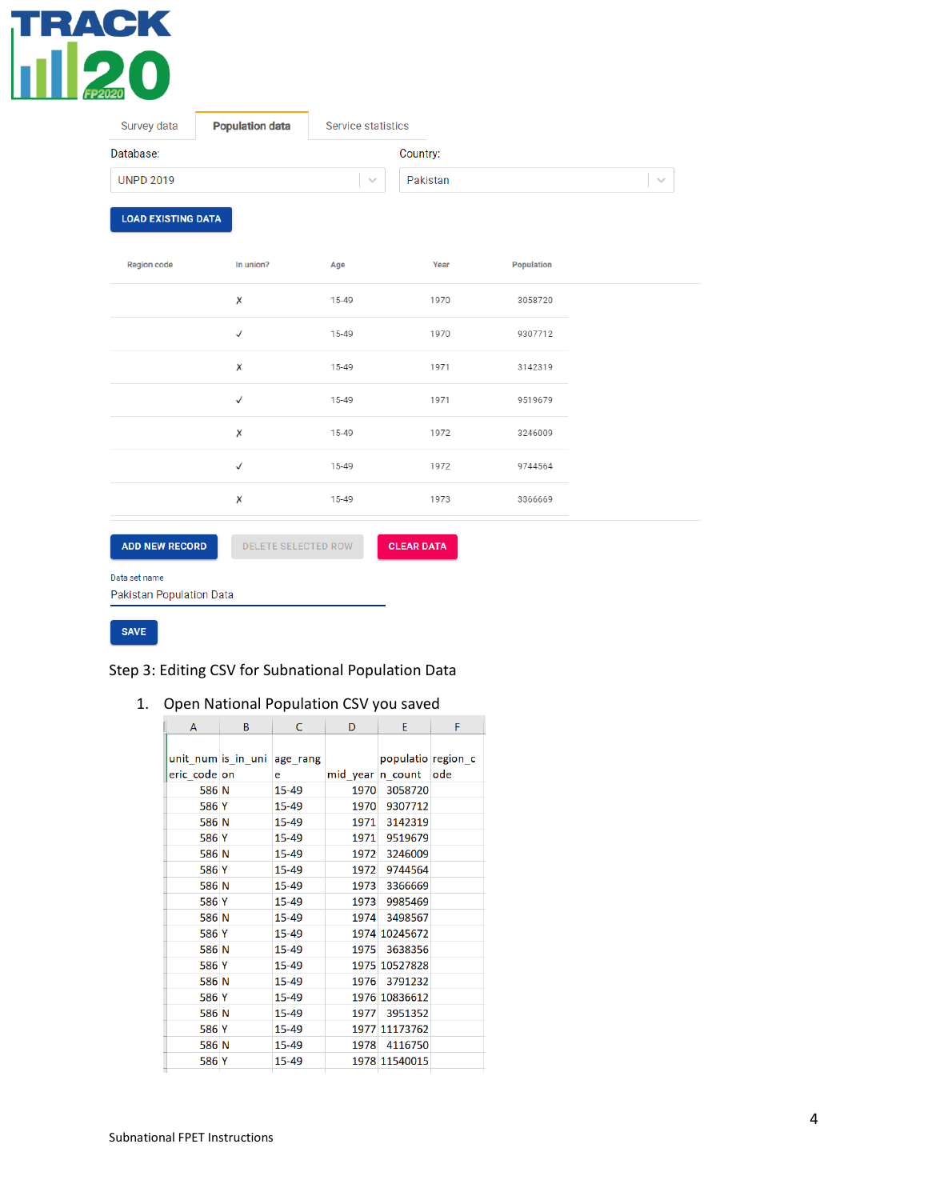TRACK 20 FP2020

Survey data | **Population data** | Service statistics

Database: UNPD 2019

Country: Pakistan

LOAD EXISTING DATA

| Region code | In union? | Age | Year | Population |
|---|---|---|---|---|
| | ✗ | 15-49 | 1970 | 3058720 |
| | ✓ | 15-49 | 1970 | 9307712 |
| | ✗ | 15-49 | 1971 | 3142319 |
| | ✓ | 15-49 | 1971 | 9519679 |
| | ✗ | 15-49 | 1972 | 3246009 |
| | ✓ | 15-49 | 1972 | 9744564 |
| | ✗ | 15-49 | 1973 | 3366669 |

ADD NEW RECORD | DELETE SELECTED ROW | CLEAR DATA

Data set name

Pakistan Population Data

SAVE

Step 3: Editing CSV for Subnational Population Data

1. Open National Population CSV you saved

| unit_numeric_code | is_in_union | age_range | mid_year | population_count | region_code |
|---|---|---|---|---|---|
| 586 | N | 15-49 | 1970 | 3058720 | |
| 586 | Y | 15-49 | 1970 | 9307712 | |
| 586 | N | 15-49 | 1971 | 3142319 | |
| 586 | Y | 15-49 | 1971 | 9519679 | |
| 586 | N | 15-49 | 1972 | 3246009 | |
| 586 | Y | 15-49 | 1972 | 9744564 | |
| 586 | N | 15-49 | 1973 | 3366669 | |
| 586 | Y | 15-49 | 1973 | 9985469 | |
| 586 | N | 15-49 | 1974 | 3498567 | |
| 586 | Y | 15-49 | 1974 | 10245672 | |
| 586 | N | 15-49 | 1975 | 3638356 | |
| 586 | Y | 15-49 | 1975 | 10527828 | |
| 586 | N | 15-49 | 1976 | 3791232 | |
| 586 | Y | 15-49 | 1976 | 10836612 | |
| 586 | N | 15-49 | 1977 | 3951352 | |
| 586 | Y | 15-49 | 1977 | 11173762 | |
| 586 | N | 15-49 | 1978 | 4116750 | |
| 586 | Y | 15-49 | 1978 | 11540015 | |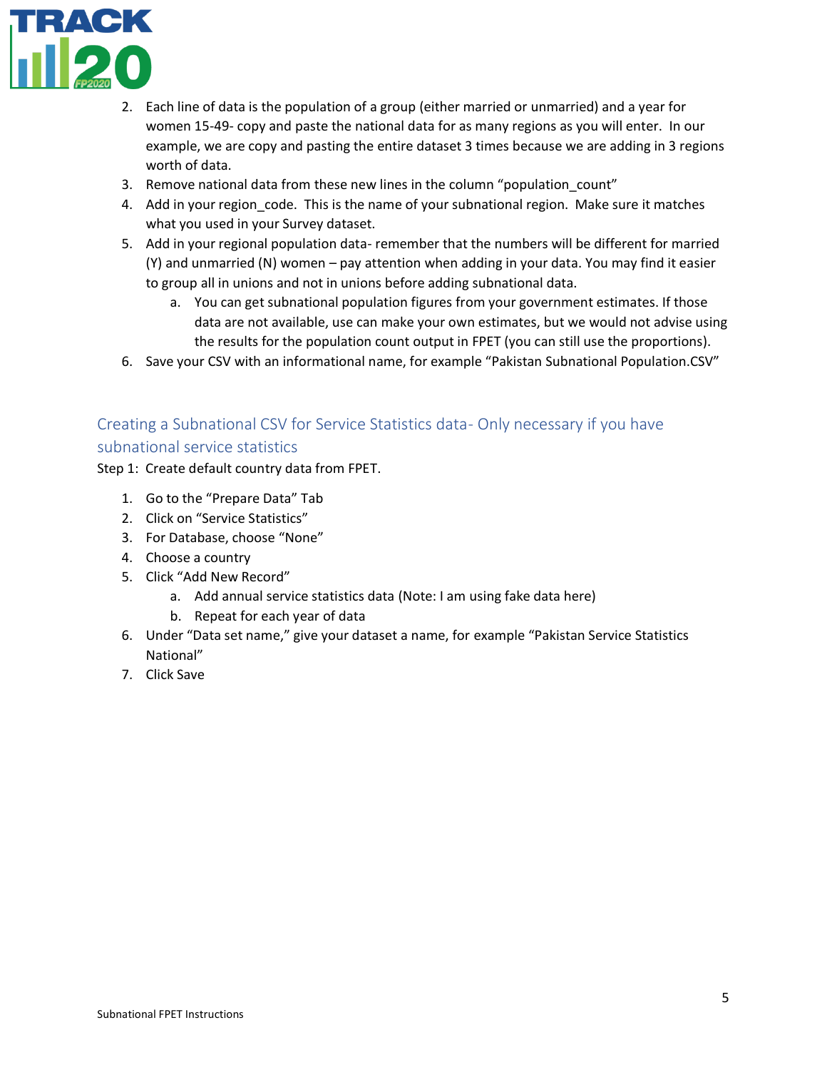2. Each line of data is the population of a group (either married or unmarried) and a year for women 15-49- copy and paste the national data for as many regions as you will enter. In our example, we are copy and pasting the entire dataset 3 times because we are adding in 3 regions worth of data.
3. Remove national data from these new lines in the column "population_count"
4. Add in your region_code. This is the name of your subnational region. Make sure it matches what you used in your Survey dataset.
5. Add in your regional population data- remember that the numbers will be different for married (Y) and unmarried (N) women – pay attention when adding in your data. You may find it easier to group all in unions and not in unions before adding subnational data.
   a. You can get subnational population figures from your government estimates. If those data are not available, use can make your own estimates, but we would not advise using the results for the population count output in FPET (you can still use the proportions).
6. Save your CSV with an informational name, for example "Pakistan Subnational Population.CSV"

## Creating a Subnational CSV for Service Statistics data- Only necessary if you have subnational service statistics

Step 1: Create default country data from FPET.

1. Go to the "Prepare Data" Tab
2. Click on "Service Statistics"
3. For Database, choose "None"
4. Choose a country
5. Click "Add New Record"
   a. Add annual service statistics data (Note: I am using fake data here)
   b. Repeat for each year of data
6. Under "Data set name," give your dataset a name, for example "Pakistan Service Statistics National"
7. Click Save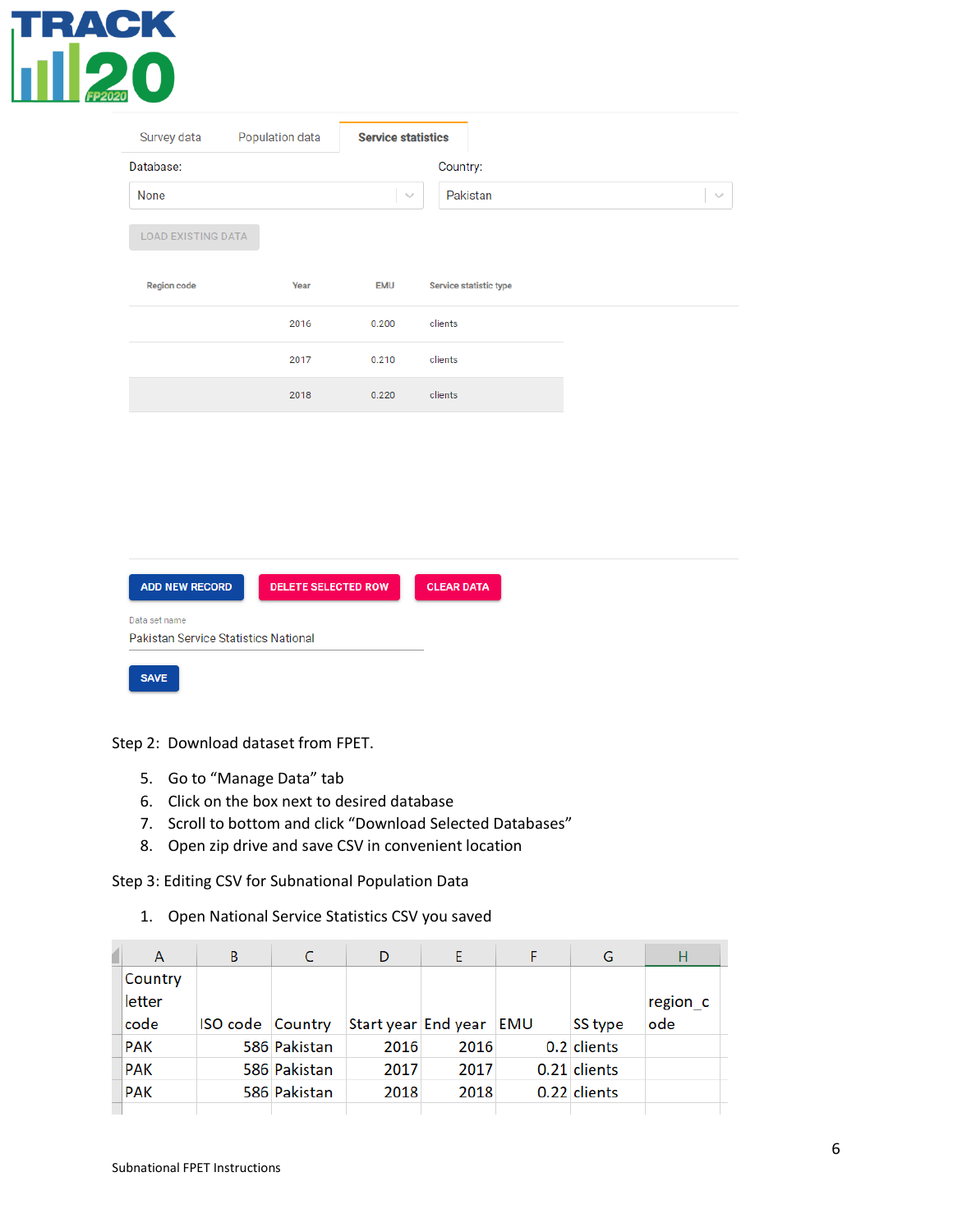Survey data | Population data | **Service statistics**

Database: None

Country: Pakistan

LOAD EXISTING DATA

| Region code | Year | EMU | Service statistic type |
|---|---|---|---|
| | 2016 | 0.200 | clients |
| | 2017 | 0.210 | clients |
| | 2018 | 0.220 | clients |

ADD NEW RECORD | DELETE SELECTED ROW | CLEAR DATA

Data set name
Pakistan Service Statistics National

SAVE

Step 2: Download dataset from FPET.

5. Go to "Manage Data" tab
6. Click on the box next to desired database
7. Scroll to bottom and click "Download Selected Databases"
8. Open zip drive and save CSV in convenient location

Step 3: Editing CSV for Subnational Population Data

1. Open National Service Statistics CSV you saved

| A | B | C | D | E | F | G | H |
|---|---|---|---|---|---|---|---|
| Country letter code | ISO code | Country | Start year | End year | EMU | SS type | region_code |
| PAK | 586 | Pakistan | 2016 | 2016 | 0.2 | clients | |
| PAK | 586 | Pakistan | 2017 | 2017 | 0.21 | clients | |
| PAK | 586 | Pakistan | 2018 | 2018 | 0.22 | clients | |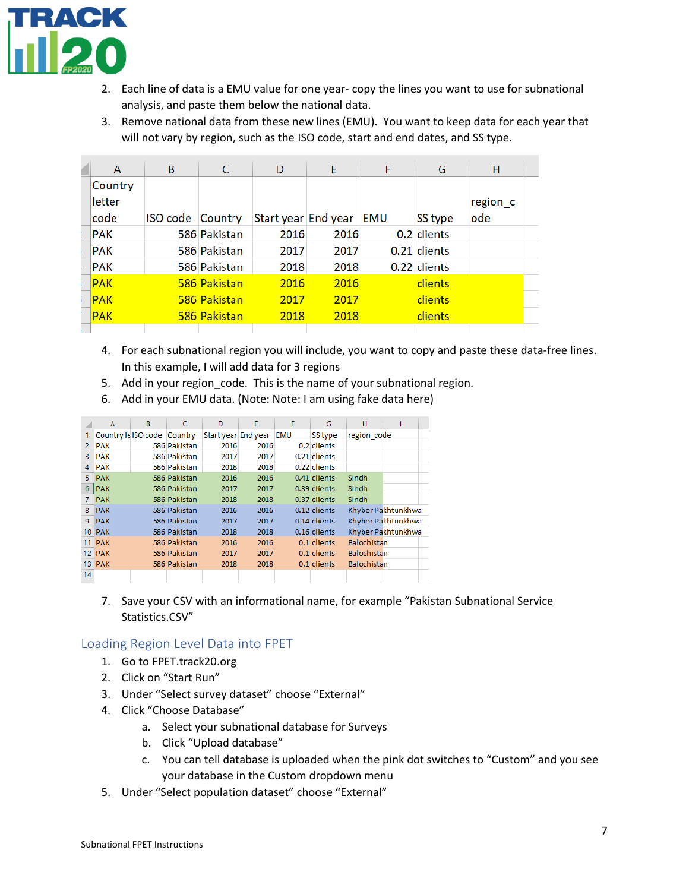2. Each line of data is a EMU value for one year- copy the lines you want to use for subnational analysis, and paste them below the national data.
3. Remove national data from these new lines (EMU). You want to keep data for each year that will not vary by region, such as the ISO code, start and end dates, and SS type.

| Country letter code | ISO code | Country | Start year | End year | EMU | SS type | region_code |
|---|---|---|---|---|---|---|---|
| PAK | 586 | Pakistan | 2016 | 2016 | 0.2 | clients | |
| PAK | 586 | Pakistan | 2017 | 2017 | 0.21 | clients | |
| PAK | 586 | Pakistan | 2018 | 2018 | 0.22 | clients | |
| PAK | 586 | Pakistan | 2016 | 2016 | | clients | |
| PAK | 586 | Pakistan | 2017 | 2017 | | clients | |
| PAK | 586 | Pakistan | 2018 | 2018 | | clients | |

4. For each subnational region you will include, you want to copy and paste these data-free lines. In this example, I will add data for 3 regions
5. Add in your region_code. This is the name of your subnational region.
6. Add in your EMU data. (Note: Note: I am using fake data here)

| Country le | ISO code | Country | Start year | End year | EMU | SS type | region_code |
|---|---|---|---|---|---|---|---|
| PAK | 586 | Pakistan | 2016 | 2016 | 0.2 | clients | |
| PAK | 586 | Pakistan | 2017 | 2017 | 0.21 | clients | |
| PAK | 586 | Pakistan | 2018 | 2018 | 0.22 | clients | |
| PAK | 586 | Pakistan | 2016 | 2016 | 0.41 | clients | Sindh |
| PAK | 586 | Pakistan | 2017 | 2017 | 0.39 | clients | Sindh |
| PAK | 586 | Pakistan | 2018 | 2018 | 0.37 | clients | Sindh |
| PAK | 586 | Pakistan | 2016 | 2016 | 0.12 | clients | Khyber Pakhtunkhwa |
| PAK | 586 | Pakistan | 2017 | 2017 | 0.14 | clients | Khyber Pakhtunkhwa |
| PAK | 586 | Pakistan | 2018 | 2018 | 0.16 | clients | Khyber Pakhtunkhwa |
| PAK | 586 | Pakistan | 2016 | 2016 | 0.1 | clients | Balochistan |
| PAK | 586 | Pakistan | 2017 | 2017 | 0.1 | clients | Balochistan |
| PAK | 586 | Pakistan | 2018 | 2018 | 0.1 | clients | Balochistan |

7. Save your CSV with an informational name, for example "Pakistan Subnational Service Statistics.CSV"

## Loading Region Level Data into FPET

1. Go to FPET.track20.org
2. Click on "Start Run"
3. Under "Select survey dataset" choose "External"
4. Click "Choose Database"
   a. Select your subnational database for Surveys
   b. Click "Upload database"
   c. You can tell database is uploaded when the pink dot switches to "Custom" and you see your database in the Custom dropdown menu
5. Under "Select population dataset" choose "External"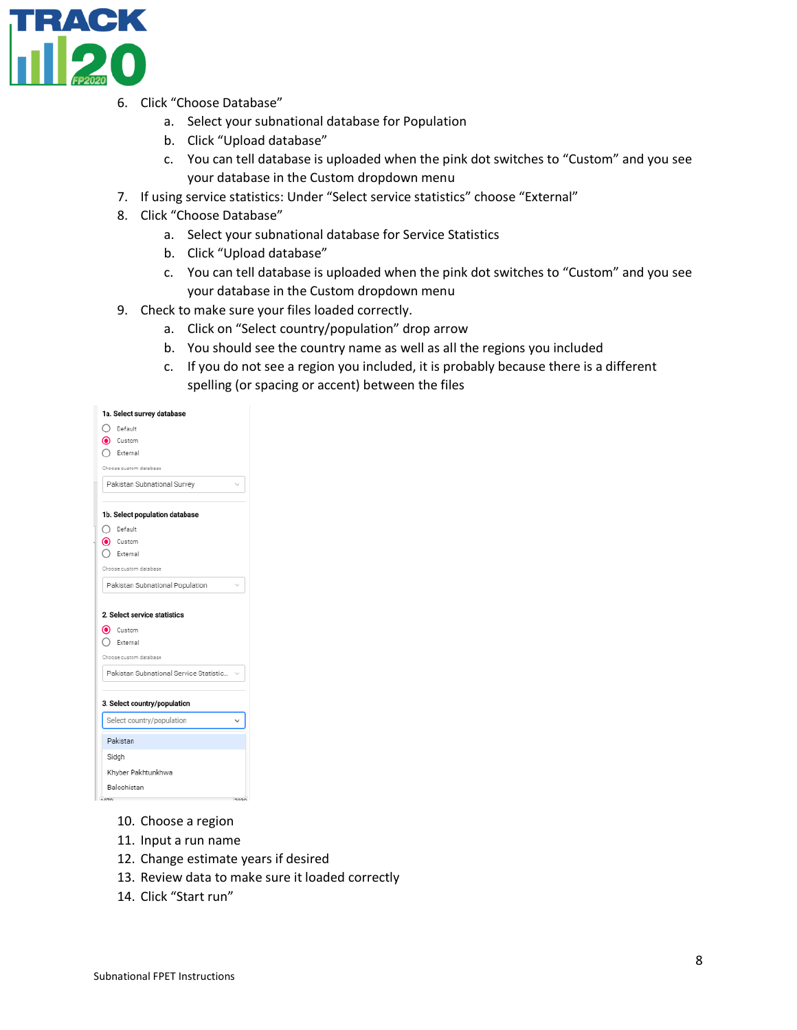6. Click “Choose Database”
    a. Select your subnational database for Population
    b. Click “Upload database”
    c. You can tell database is uploaded when the pink dot switches to “Custom” and you see your database in the Custom dropdown menu
7. If using service statistics: Under “Select service statistics” choose “External”
8. Click “Choose Database”
    a. Select your subnational database for Service Statistics
    b. Click “Upload database”
    c. You can tell database is uploaded when the pink dot switches to “Custom” and you see your database in the Custom dropdown menu
9. Check to make sure your files loaded correctly.
    a. Click on “Select country/population” drop arrow
    b. You should see the country name as well as all the regions you included
    c. If you do not see a region you included, it is probably because there is a different spelling (or spacing or accent) between the files

10. Choose a region
11. Input a run name
12. Change estimate years if desired
13. Review data to make sure it loaded correctly
14. Click “Start run”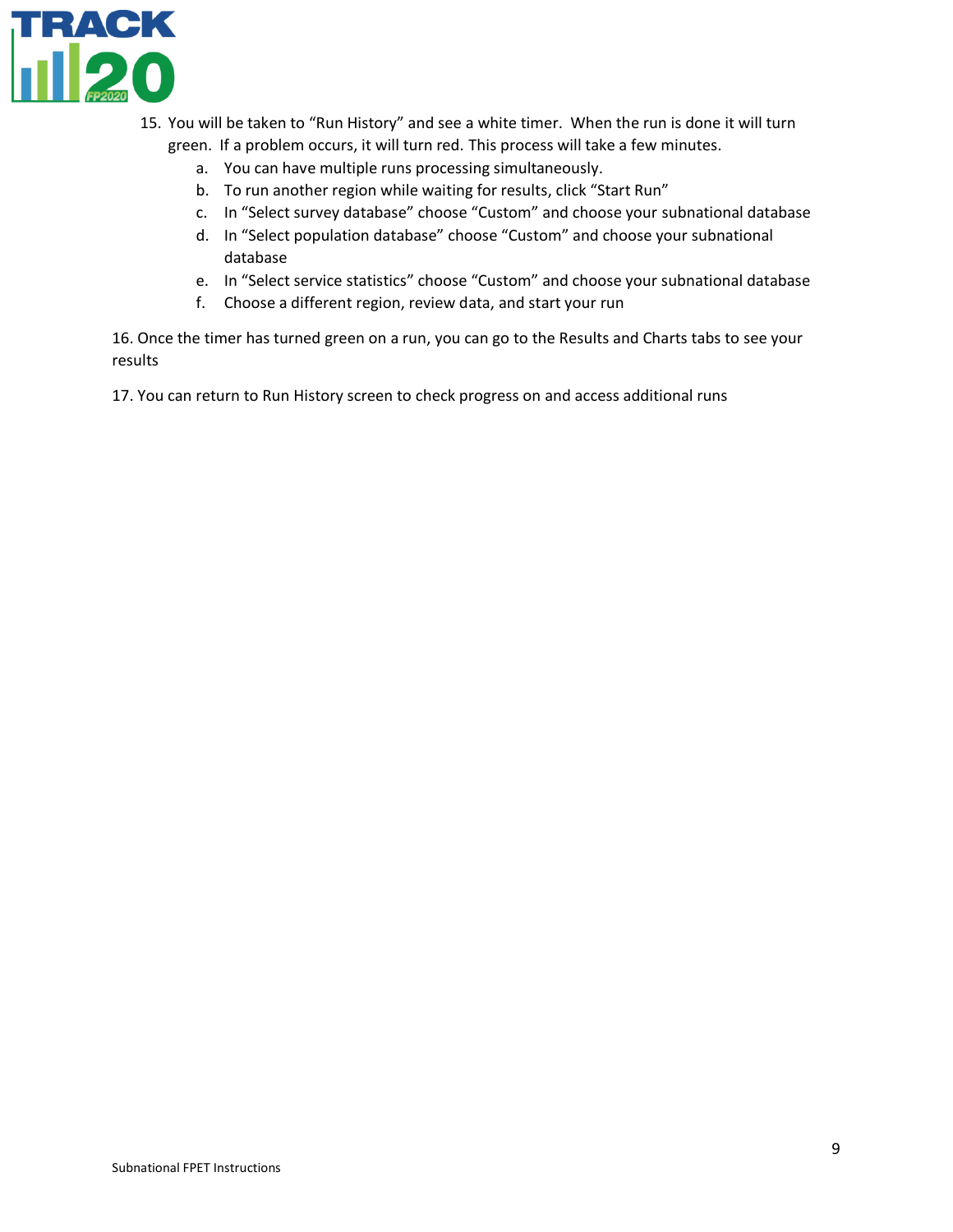15. You will be taken to “Run History” and see a white timer. When the run is done it will turn green. If a problem occurs, it will turn red. This process will take a few minutes.
    a. You can have multiple runs processing simultaneously.
    b. To run another region while waiting for results, click “Start Run”
    c. In “Select survey database” choose “Custom” and choose your subnational database
    d. In “Select population database” choose “Custom” and choose your subnational database
    e. In “Select service statistics” choose “Custom” and choose your subnational database
    f. Choose a different region, review data, and start your run

16. Once the timer has turned green on a run, you can go to the Results and Charts tabs to see your results

17. You can return to Run History screen to check progress on and access additional runs